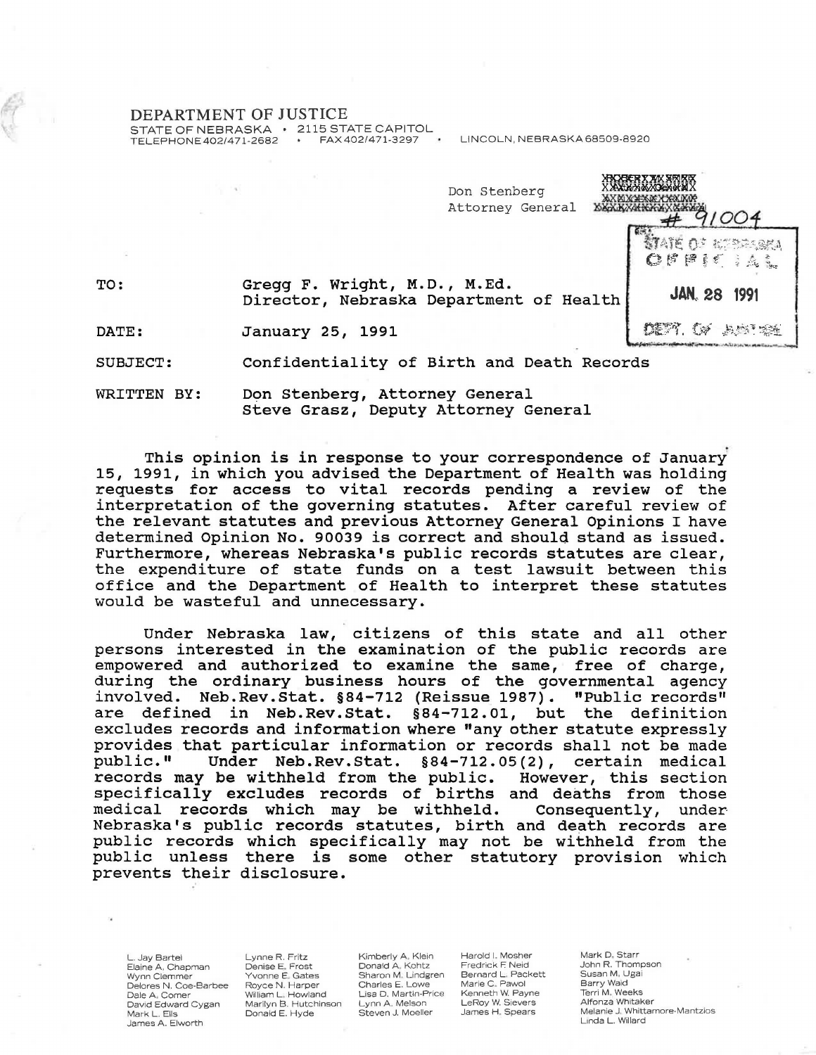DEPARTMENT OF JUSTICE
STATE OF NEBRASKA • 2115 STATE CAPITOL
TELEPHONE 402/471-2682 • FAX 402/471-3297 • LINCOLN, NEBRASKA 68509-8920

Don Stenberg
Attorney General

# 91004

STATE OF NEBRASKA
OFFICIAL
JAN 28 1991
DEPT. OF JUSTICE

TO: Gregg F. Wright, M.D., M.Ed.
Director, Nebraska Department of Health

DATE: January 25, 1991

SUBJECT: Confidentiality of Birth and Death Records

WRITTEN BY: Don Stenberg, Attorney General
Steve Grasz, Deputy Attorney General

This opinion is in response to your correspondence of January 15, 1991, in which you advised the Department of Health was holding requests for access to vital records pending a review of the interpretation of the governing statutes. After careful review of the relevant statutes and previous Attorney General Opinions I have determined Opinion No. 90039 is correct and should stand as issued. Furthermore, whereas Nebraska's public records statutes are clear, the expenditure of state funds on a test lawsuit between this office and the Department of Health to interpret these statutes would be wasteful and unnecessary.

Under Nebraska law, citizens of this state and all other persons interested in the examination of the public records are empowered and authorized to examine the same, free of charge, during the ordinary business hours of the governmental agency involved. Neb.Rev.Stat. §84-712 (Reissue 1987). "Public records" are defined in Neb.Rev.Stat. §84-712.01, but the definition excludes records and information where "any other statute expressly provides that particular information or records shall not be made public." Under Neb.Rev.Stat. §84-712.05(2), certain medical records may be withheld from the public. However, this section specifically excludes records of births and deaths from those medical records which may be withheld. Consequently, under Nebraska's public records statutes, birth and death records are public records which specifically may not be withheld from the public unless there is some other statutory provision which prevents their disclosure.

L. Jay Bartel
Elaine A. Chapman
Wynn Clemmer
Delores N. Coe-Barbee
Dale A. Comer
David Edward Cygan
Mark L. Ells
James A. Elworth
Lynne R. Fritz
Denise E. Frost
Yvonne E. Gates
Royce N. Harper
William L. Howland
Marilyn B. Hutchinson
Donald E. Hyde
Kimberly A. Klein
Donald A. Kohtz
Sharon M. Lindgren
Charles E. Lowe
Lisa D. Martin-Price
Lynn A. Melson
Steven J. Moeller
Harold I. Mosher
Fredrick F. Neid
Bernard L. Packett
Marie C. Pawol
Kenneth W. Payne
LeRoy W. Sievers
James H. Spears
Mark D. Starr
John R. Thompson
Susan M. Ugai
Barry Waid
Terri M. Weeks
Alfonza Whitaker
Melanie J. Whittamore-Mantzios
Linda L. Willard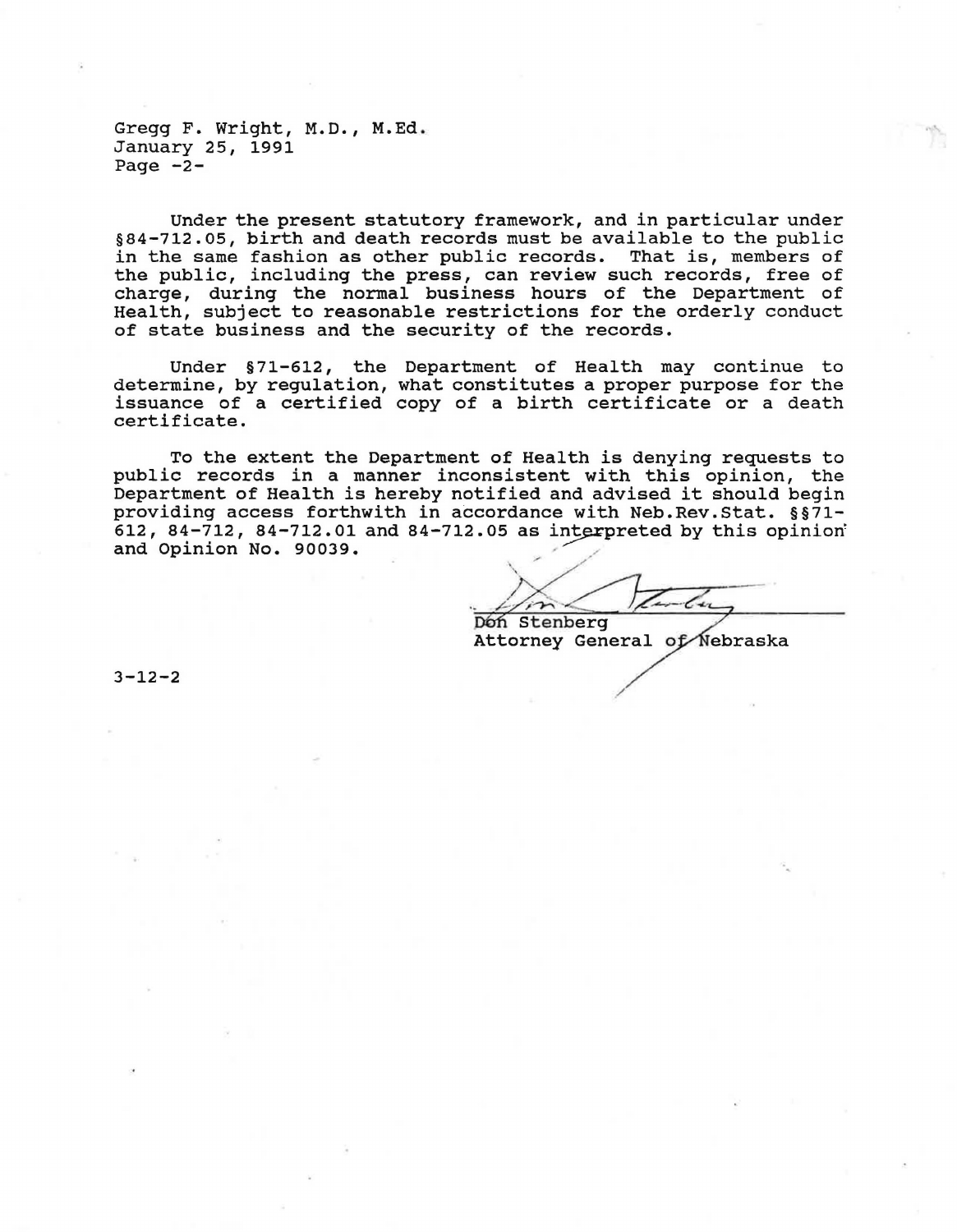Gregg F. Wright, M.D., M.Ed.
January 25, 1991
Page -2-

Under the present statutory framework, and in particular under §84-712.05, birth and death records must be available to the public in the same fashion as other public records. That is, members of the public, including the press, can review such records, free of charge, during the normal business hours of the Department of Health, subject to reasonable restrictions for the orderly conduct of state business and the security of the records.

Under §71-612, the Department of Health may continue to determine, by regulation, what constitutes a proper purpose for the issuance of a certified copy of a birth certificate or a death certificate.

To the extent the Department of Health is denying requests to public records in a manner inconsistent with this opinion, the Department of Health is hereby notified and advised it should begin providing access forthwith in accordance with Neb.Rev.Stat. §§71-612, 84-712, 84-712.01 and 84-712.05 as interpreted by this opinion and Opinion No. 90039.

Don Stenberg
Attorney General of Nebraska

3-12-2